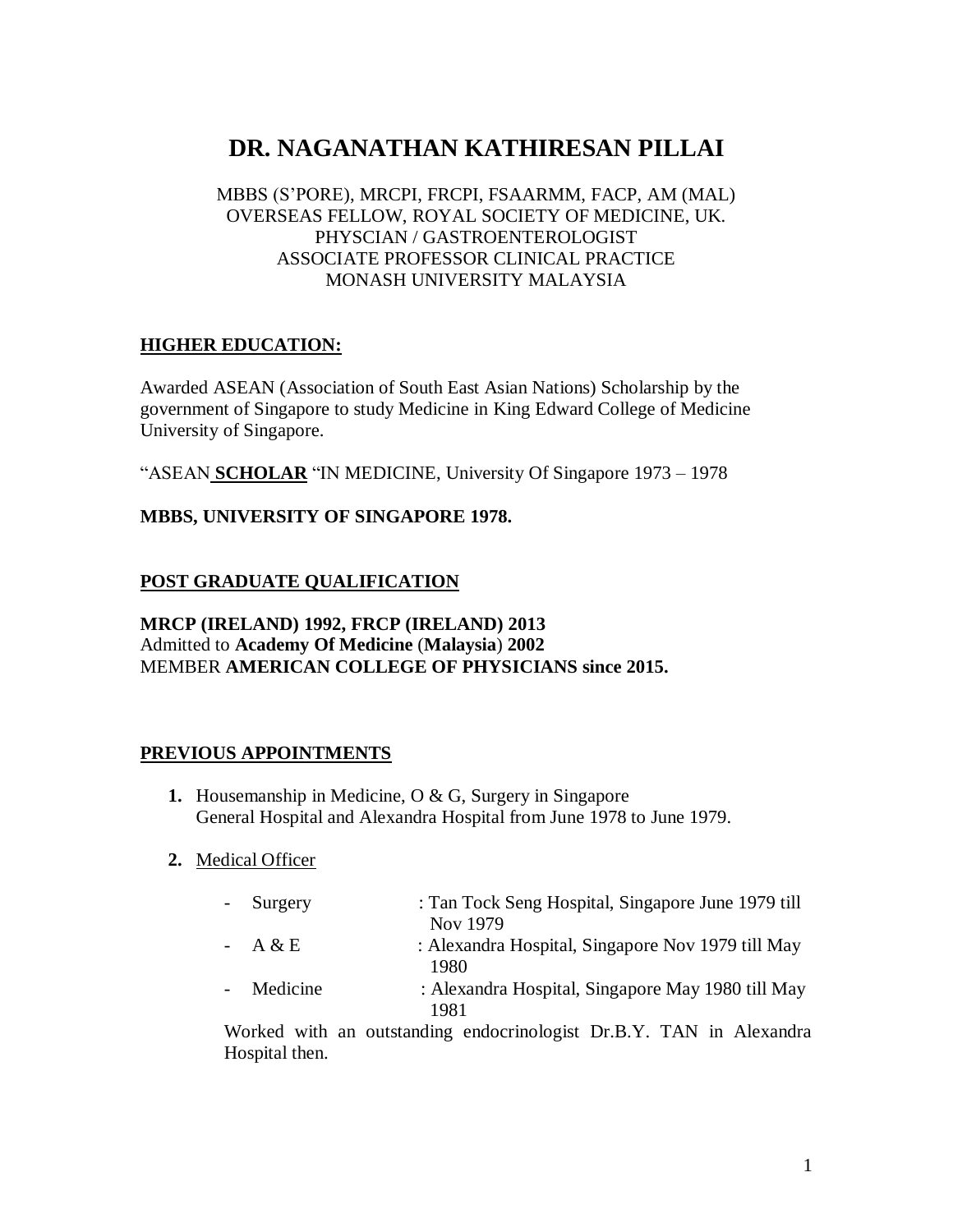# DR. NAGANATHAN KATHIRESAN PILLAI

MBBS (S'PORE), MRCPI, FRCPI, FSAARMM, FACP, AM (MAL)
OVERSEAS FELLOW, ROYAL SOCIETY OF MEDICINE, UK.
PHYSCIAN / GASTROENTEROLOGIST
ASSOCIATE PROFESSOR CLINICAL PRACTICE
MONASH UNIVERSITY MALAYSIA

## HIGHER EDUCATION:

Awarded ASEAN (Association of South East Asian Nations) Scholarship by the government of Singapore to study Medicine in King Edward College of Medicine University of Singapore.

"ASEAN **SCHOLAR** "IN MEDICINE, University Of Singapore 1973 – 1978

**MBBS, UNIVERSITY OF SINGAPORE 1978.**

## POST GRADUATE QUALIFICATION

**MRCP (IRELAND) 1992, FRCP (IRELAND) 2013**
Admitted to **Academy Of Medicine** (**Malaysia**) **2002**
MEMBER **AMERICAN COLLEGE OF PHYSICIANS since 2015.**

## PREVIOUS APPOINTMENTS

1. Housemanship in Medicine, O & G, Surgery in Singapore General Hospital and Alexandra Hospital from June 1978 to June 1979.

2. Medical Officer

   - Surgery : Tan Tock Seng Hospital, Singapore June 1979 till Nov 1979
   - A & E : Alexandra Hospital, Singapore Nov 1979 till May 1980
   - Medicine : Alexandra Hospital, Singapore May 1980 till May 1981

   Worked with an outstanding endocrinologist Dr.B.Y. TAN in Alexandra Hospital then.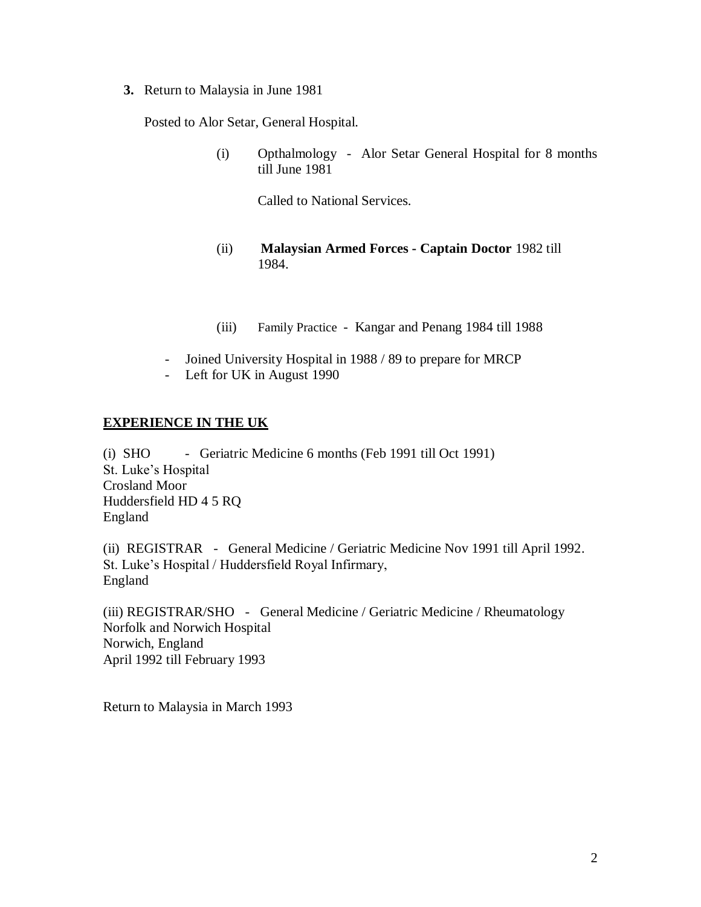**3.** Return to Malaysia in June 1981

Posted to Alor Setar, General Hospital.

(i) Opthalmology - Alor Setar General Hospital for 8 months till June 1981

Called to National Services.

(ii) **Malaysian Armed Forces - Captain Doctor** 1982 till 1984.

(iii) Family Practice - Kangar and Penang 1984 till 1988

- Joined University Hospital in 1988 / 89 to prepare for MRCP
- Left for UK in August 1990

## EXPERIENCE IN THE UK

(i) SHO - Geriatric Medicine 6 months (Feb 1991 till Oct 1991)
St. Luke's Hospital
Crosland Moor
Huddersfield HD 4 5 RQ
England

(ii) REGISTRAR - General Medicine / Geriatric Medicine Nov 1991 till April 1992.
St. Luke's Hospital / Huddersfield Royal Infirmary,
England

(iii) REGISTRAR/SHO - General Medicine / Geriatric Medicine / Rheumatology
Norfolk and Norwich Hospital
Norwich, England
April 1992 till February 1993

Return to Malaysia in March 1993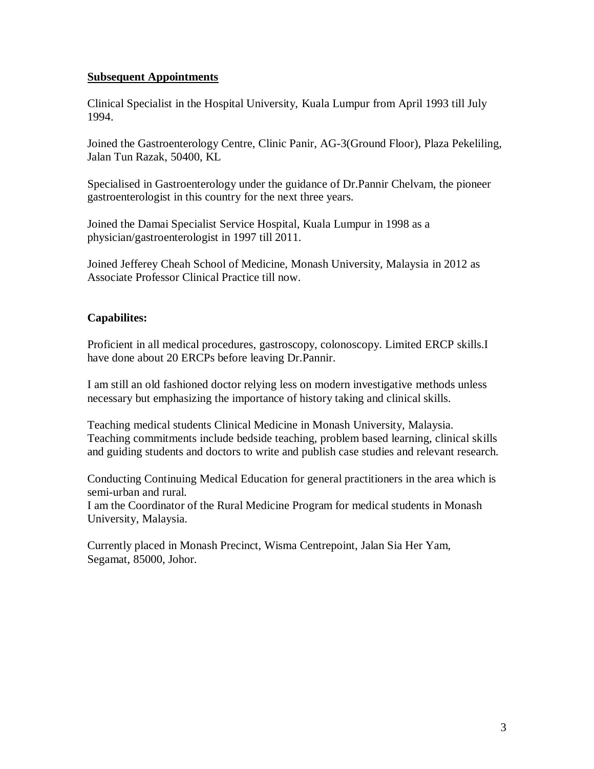**Subsequent Appointments**

Clinical Specialist in the Hospital University, Kuala Lumpur from April 1993 till July 1994.

Joined the Gastroenterology Centre, Clinic Panir, AG-3(Ground Floor), Plaza Pekeliling, Jalan Tun Razak, 50400, KL

Specialised in Gastroenterology under the guidance of Dr.Pannir Chelvam, the pioneer gastroenterologist in this country for the next three years.

Joined the Damai Specialist Service Hospital, Kuala Lumpur in 1998 as a physician/gastroenterologist in 1997 till 2011.

Joined Jefferey Cheah School of Medicine, Monash University, Malaysia in 2012 as Associate Professor Clinical Practice till now.

**Capabilites:**

Proficient in all medical procedures, gastroscopy, colonoscopy. Limited ERCP skills.I have done about 20 ERCPs before leaving Dr.Pannir.

I am still an old fashioned doctor relying less on modern investigative methods unless necessary but emphasizing the importance of history taking and clinical skills.

Teaching medical students Clinical Medicine in Monash University, Malaysia. Teaching commitments include bedside teaching, problem based learning, clinical skills and guiding students and doctors to write and publish case studies and relevant research.

Conducting Continuing Medical Education for general practitioners in the area which is semi-urban and rural.
I am the Coordinator of the Rural Medicine Program for medical students in Monash University, Malaysia.

Currently placed in Monash Precinct, Wisma Centrepoint, Jalan Sia Her Yam, Segamat, 85000, Johor.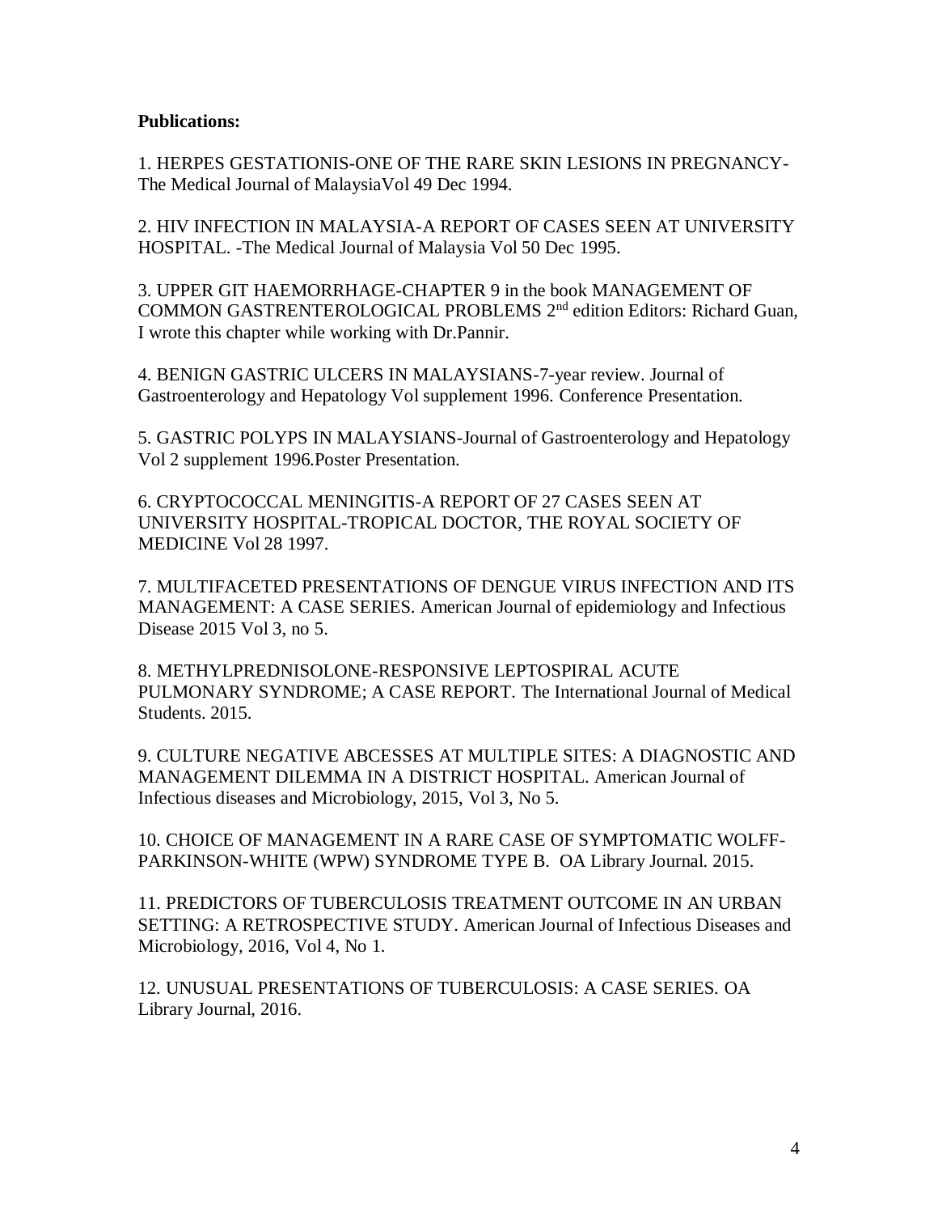**Publications:**

1. HERPES GESTATIONIS-ONE OF THE RARE SKIN LESIONS IN PREGNANCY-The Medical Journal of MalaysiaVol 49 Dec 1994.

2. HIV INFECTION IN MALAYSIA-A REPORT OF CASES SEEN AT UNIVERSITY HOSPITAL. -The Medical Journal of Malaysia Vol 50 Dec 1995.

3. UPPER GIT HAEMORRHAGE-CHAPTER 9 in the book MANAGEMENT OF COMMON GASTRENTEROLOGICAL PROBLEMS 2nd edition Editors: Richard Guan, I wrote this chapter while working with Dr.Pannir.

4. BENIGN GASTRIC ULCERS IN MALAYSIANS-7-year review. Journal of Gastroenterology and Hepatology Vol supplement 1996. Conference Presentation.

5. GASTRIC POLYPS IN MALAYSIANS-Journal of Gastroenterology and Hepatology Vol 2 supplement 1996.Poster Presentation.

6. CRYPTOCOCCAL MENINGITIS-A REPORT OF 27 CASES SEEN AT UNIVERSITY HOSPITAL-TROPICAL DOCTOR, THE ROYAL SOCIETY OF MEDICINE Vol 28 1997.

7. MULTIFACETED PRESENTATIONS OF DENGUE VIRUS INFECTION AND ITS MANAGEMENT: A CASE SERIES. American Journal of epidemiology and Infectious Disease 2015 Vol 3, no 5.

8. METHYLPREDNISOLONE-RESPONSIVE LEPTOSPIRAL ACUTE PULMONARY SYNDROME; A CASE REPORT. The International Journal of Medical Students. 2015.

9. CULTURE NEGATIVE ABCESSES AT MULTIPLE SITES: A DIAGNOSTIC AND MANAGEMENT DILEMMA IN A DISTRICT HOSPITAL. American Journal of Infectious diseases and Microbiology, 2015, Vol 3, No 5.

10. CHOICE OF MANAGEMENT IN A RARE CASE OF SYMPTOMATIC WOLFF-PARKINSON-WHITE (WPW) SYNDROME TYPE B. OA Library Journal. 2015.

11. PREDICTORS OF TUBERCULOSIS TREATMENT OUTCOME IN AN URBAN SETTING: A RETROSPECTIVE STUDY. American Journal of Infectious Diseases and Microbiology, 2016, Vol 4, No 1.

12. UNUSUAL PRESENTATIONS OF TUBERCULOSIS: A CASE SERIES. OA Library Journal, 2016.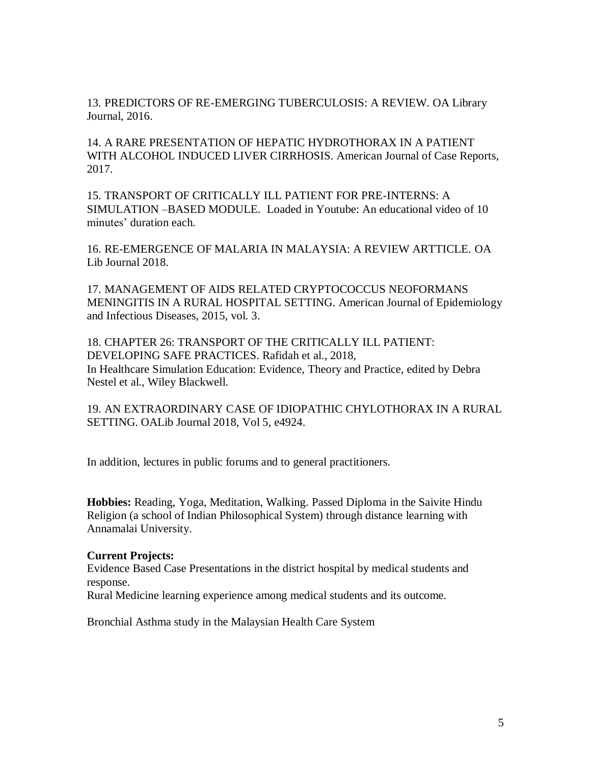13. PREDICTORS OF RE-EMERGING TUBERCULOSIS: A REVIEW. OA Library Journal, 2016.

14. A RARE PRESENTATION OF HEPATIC HYDROTHORAX IN A PATIENT WITH ALCOHOL INDUCED LIVER CIRRHOSIS. American Journal of Case Reports, 2017.

15. TRANSPORT OF CRITICALLY ILL PATIENT FOR PRE-INTERNS: A SIMULATION –BASED MODULE. Loaded in Youtube: An educational video of 10 minutes' duration each.

16. RE-EMERGENCE OF MALARIA IN MALAYSIA: A REVIEW ARTTICLE. OA Lib Journal 2018.

17. MANAGEMENT OF AIDS RELATED CRYPTOCOCCUS NEOFORMANS MENINGITIS IN A RURAL HOSPITAL SETTING. American Journal of Epidemiology and Infectious Diseases, 2015, vol. 3.

18. CHAPTER 26: TRANSPORT OF THE CRITICALLY ILL PATIENT: DEVELOPING SAFE PRACTICES. Rafidah et al., 2018,
In Healthcare Simulation Education: Evidence, Theory and Practice, edited by Debra Nestel et al., Wiley Blackwell.

19. AN EXTRAORDINARY CASE OF IDIOPATHIC CHYLOTHORAX IN A RURAL SETTING. OALib Journal 2018, Vol 5, e4924.

In addition, lectures in public forums and to general practitioners.

**Hobbies:** Reading, Yoga, Meditation, Walking. Passed Diploma in the Saivite Hindu Religion (a school of Indian Philosophical System) through distance learning with Annamalai University.

**Current Projects:**
Evidence Based Case Presentations in the district hospital by medical students and response.
Rural Medicine learning experience among medical students and its outcome.

Bronchial Asthma study in the Malaysian Health Care System